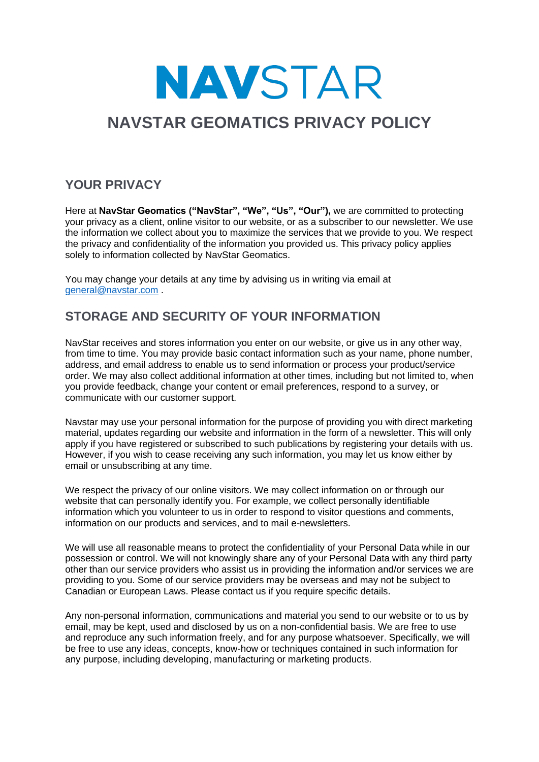# NAVSTAR

# NAVSTAR GEOMATICS PRIVACY POLICY

## YOUR PRIVACY

Here at **NavStar Geomatics ("NavStar", "We", "Us", "Our"),** we are committed to protecting your privacy as a client, online visitor to our website, or as a subscriber to our newsletter. We use the information we collect about you to maximize the services that we provide to you. We respect the privacy and confidentiality of the information you provided us. This privacy policy applies solely to information collected by NavStar Geomatics.

You may change your details at any time by advising us in writing via email at general@navstar.com .

## STORAGE AND SECURITY OF YOUR INFORMATION

NavStar receives and stores information you enter on our website, or give us in any other way, from time to time. You may provide basic contact information such as your name, phone number, address, and email address to enable us to send information or process your product/service order. We may also collect additional information at other times, including but not limited to, when you provide feedback, change your content or email preferences, respond to a survey, or communicate with our customer support.

Navstar may use your personal information for the purpose of providing you with direct marketing material, updates regarding our website and information in the form of a newsletter. This will only apply if you have registered or subscribed to such publications by registering your details with us. However, if you wish to cease receiving any such information, you may let us know either by email or unsubscribing at any time.

We respect the privacy of our online visitors. We may collect information on or through our website that can personally identify you. For example, we collect personally identifiable information which you volunteer to us in order to respond to visitor questions and comments, information on our products and services, and to mail e-newsletters.

We will use all reasonable means to protect the confidentiality of your Personal Data while in our possession or control. We will not knowingly share any of your Personal Data with any third party other than our service providers who assist us in providing the information and/or services we are providing to you. Some of our service providers may be overseas and may not be subject to Canadian or European Laws. Please contact us if you require specific details.

Any non-personal information, communications and material you send to our website or to us by email, may be kept, used and disclosed by us on a non-confidential basis. We are free to use and reproduce any such information freely, and for any purpose whatsoever. Specifically, we will be free to use any ideas, concepts, know-how or techniques contained in such information for any purpose, including developing, manufacturing or marketing products.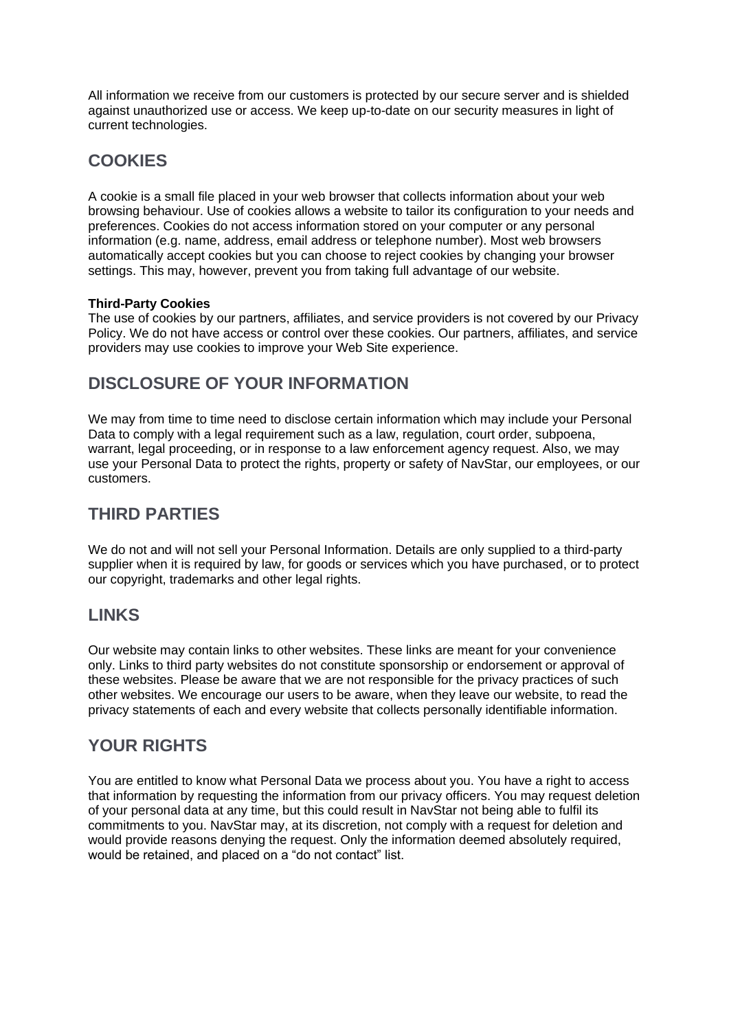All information we receive from our customers is protected by our secure server and is shielded against unauthorized use or access. We keep up-to-date on our security measures in light of current technologies.

## COOKIES

A cookie is a small file placed in your web browser that collects information about your web browsing behaviour. Use of cookies allows a website to tailor its configuration to your needs and preferences. Cookies do not access information stored on your computer or any personal information (e.g. name, address, email address or telephone number). Most web browsers automatically accept cookies but you can choose to reject cookies by changing your browser settings. This may, however, prevent you from taking full advantage of our website.

**Third-Party Cookies**
The use of cookies by our partners, affiliates, and service providers is not covered by our Privacy Policy. We do not have access or control over these cookies. Our partners, affiliates, and service providers may use cookies to improve your Web Site experience.

## DISCLOSURE OF YOUR INFORMATION

We may from time to time need to disclose certain information which may include your Personal Data to comply with a legal requirement such as a law, regulation, court order, subpoena, warrant, legal proceeding, or in response to a law enforcement agency request. Also, we may use your Personal Data to protect the rights, property or safety of NavStar, our employees, or our customers.

## THIRD PARTIES

We do not and will not sell your Personal Information. Details are only supplied to a third-party supplier when it is required by law, for goods or services which you have purchased, or to protect our copyright, trademarks and other legal rights.

## LINKS

Our website may contain links to other websites. These links are meant for your convenience only. Links to third party websites do not constitute sponsorship or endorsement or approval of these websites. Please be aware that we are not responsible for the privacy practices of such other websites. We encourage our users to be aware, when they leave our website, to read the privacy statements of each and every website that collects personally identifiable information.

## YOUR RIGHTS

You are entitled to know what Personal Data we process about you. You have a right to access that information by requesting the information from our privacy officers. You may request deletion of your personal data at any time, but this could result in NavStar not being able to fulfil its commitments to you. NavStar may, at its discretion, not comply with a request for deletion and would provide reasons denying the request. Only the information deemed absolutely required, would be retained, and placed on a "do not contact" list.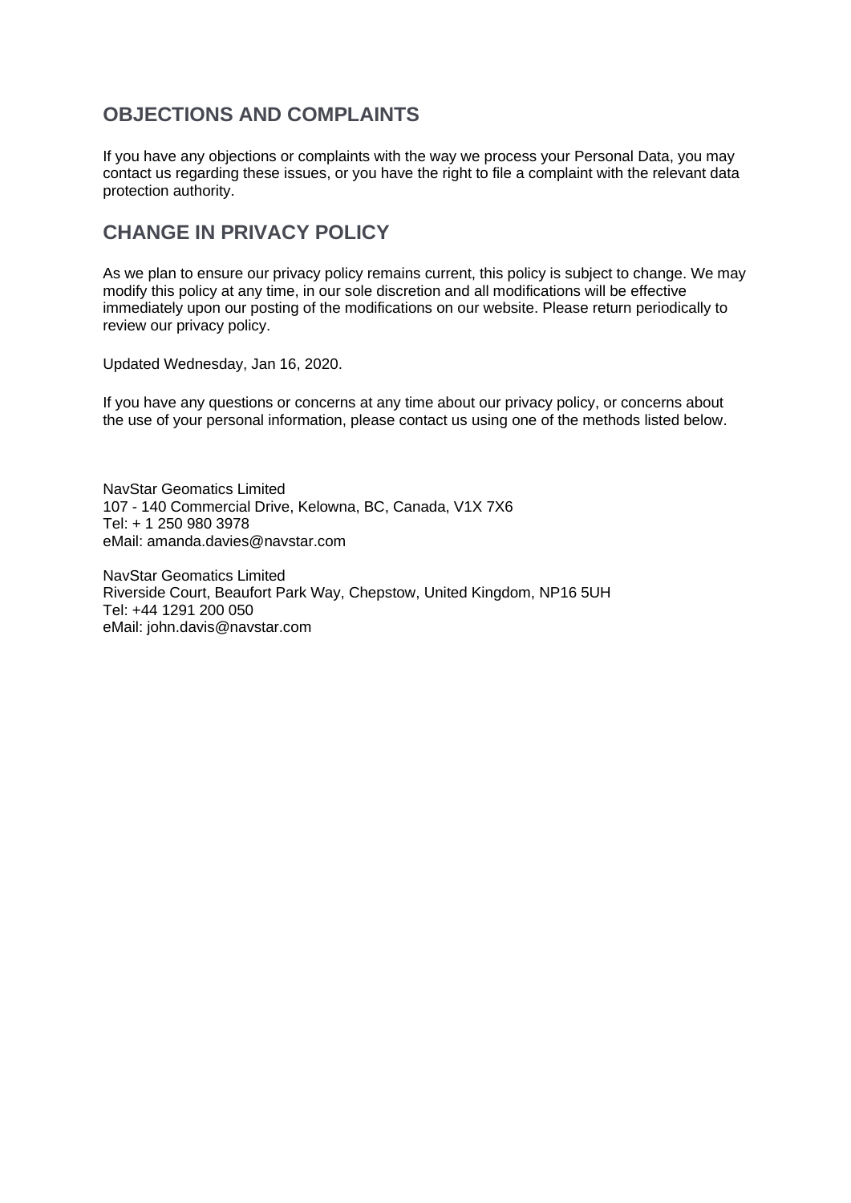## OBJECTIONS AND COMPLAINTS

If you have any objections or complaints with the way we process your Personal Data, you may contact us regarding these issues, or you have the right to file a complaint with the relevant data protection authority.

## CHANGE IN PRIVACY POLICY

As we plan to ensure our privacy policy remains current, this policy is subject to change. We may modify this policy at any time, in our sole discretion and all modifications will be effective immediately upon our posting of the modifications on our website. Please return periodically to review our privacy policy.

Updated Wednesday, Jan 16, 2020.

If you have any questions or concerns at any time about our privacy policy, or concerns about the use of your personal information, please contact us using one of the methods listed below.

NavStar Geomatics Limited
107 - 140 Commercial Drive, Kelowna, BC, Canada, V1X 7X6
Tel: + 1 250 980 3978
eMail: amanda.davies@navstar.com

NavStar Geomatics Limited
Riverside Court, Beaufort Park Way, Chepstow, United Kingdom, NP16 5UH
Tel: +44 1291 200 050
eMail: john.davis@navstar.com